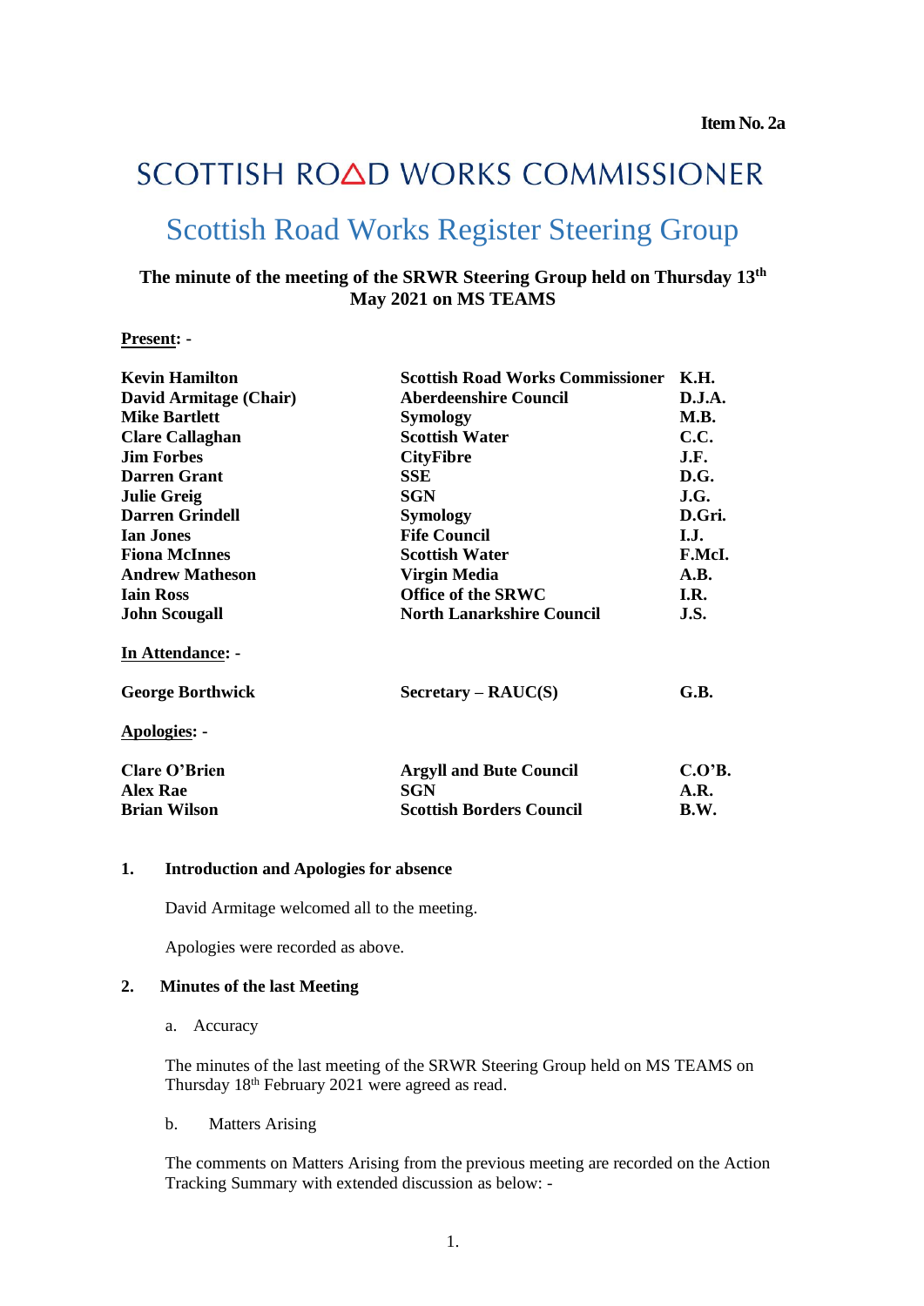**Item No. 2a**

# SCOTTISH ROAD WORKS COMMISSIONER

## Scottish Road Works Register Steering Group

**The minute of the meeting of the SRWR Steering Group held on Thursday 13th May 2021 on MS TEAMS**

**Present: -**

| | | |
|---|---|---|
| **Kevin Hamilton** | **Scottish Road Works Commissioner** | **K.H.** |
| **David Armitage (Chair)** | **Aberdeenshire Council** | **D.J.A.** |
| **Mike Bartlett** | **Symology** | **M.B.** |
| **Clare Callaghan** | **Scottish Water** | **C.C.** |
| **Jim Forbes** | **CityFibre** | **J.F.** |
| **Darren Grant** | **SSE** | **D.G.** |
| **Julie Greig** | **SGN** | **J.G.** |
| **Darren Grindell** | **Symology** | **D.Gri.** |
| **Ian Jones** | **Fife Council** | **I.J.** |
| **Fiona McInnes** | **Scottish Water** | **F.McI.** |
| **Andrew Matheson** | **Virgin Media** | **A.B.** |
| **Iain Ross** | **Office of the SRWC** | **I.R.** |
| **John Scougall** | **North Lanarkshire Council** | **J.S.** |

**In Attendance: -**

| | | |
|---|---|---|
| **George Borthwick** | **Secretary – RAUC(S)** | **G.B.** |

**Apologies: -**

| | | |
|---|---|---|
| **Clare O'Brien** | **Argyll and Bute Council** | **C.O'B.** |
| **Alex Rae** | **SGN** | **A.R.** |
| **Brian Wilson** | **Scottish Borders Council** | **B.W.** |

**1. Introduction and Apologies for absence**

David Armitage welcomed all to the meeting.

Apologies were recorded as above.

**2. Minutes of the last Meeting**

a. Accuracy

The minutes of the last meeting of the SRWR Steering Group held on MS TEAMS on Thursday 18th February 2021 were agreed as read.

b. Matters Arising

The comments on Matters Arising from the previous meeting are recorded on the Action Tracking Summary with extended discussion as below: -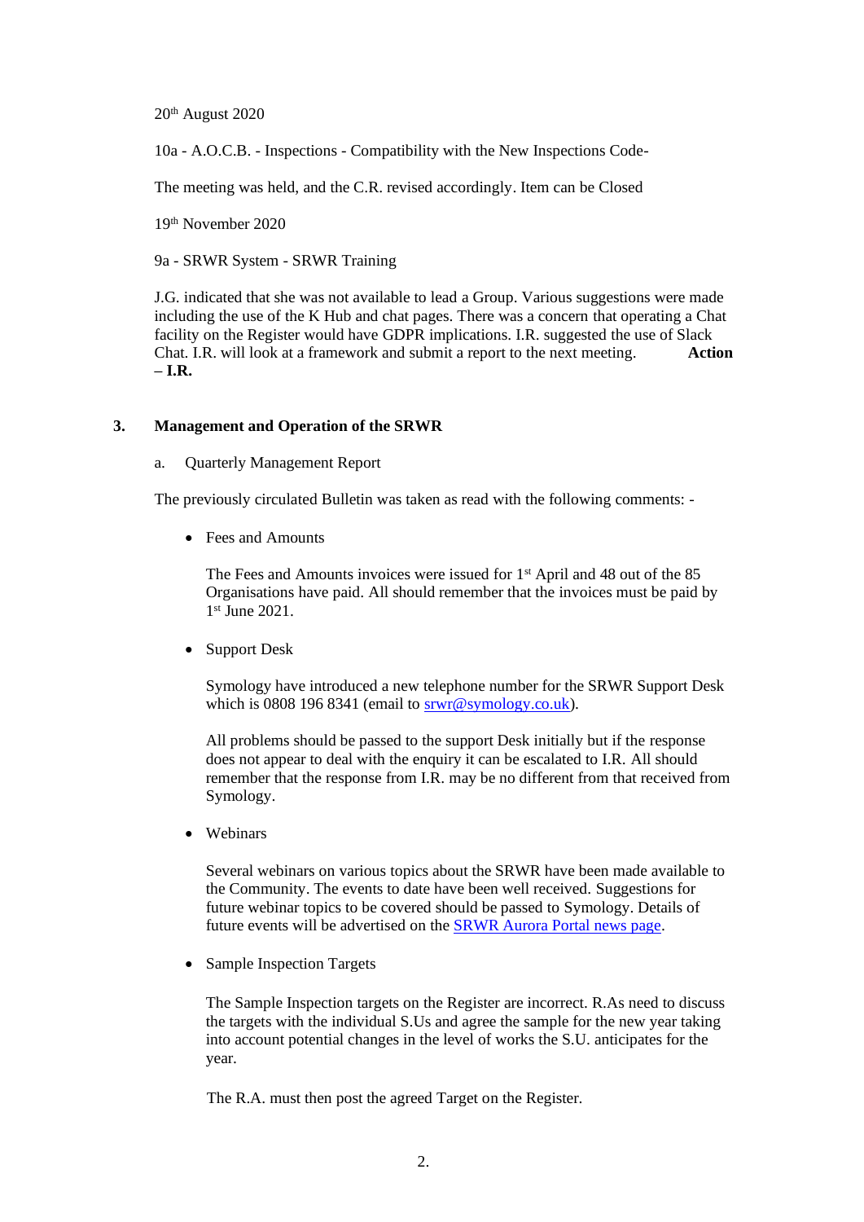20th August 2020

10a - A.O.C.B. - Inspections - Compatibility with the New Inspections Code-

The meeting was held, and the C.R. revised accordingly. Item can be Closed

19th November 2020

9a - SRWR System - SRWR Training

J.G. indicated that she was not available to lead a Group. Various suggestions were made including the use of the K Hub and chat pages. There was a concern that operating a Chat facility on the Register would have GDPR implications. I.R. suggested the use of Slack Chat. I.R. will look at a framework and submit a report to the next meeting. **Action – I.R.**

## 3. Management and Operation of the SRWR

a. Quarterly Management Report

The previously circulated Bulletin was taken as read with the following comments: -

- Fees and Amounts

  The Fees and Amounts invoices were issued for 1st April and 48 out of the 85 Organisations have paid. All should remember that the invoices must be paid by 1st June 2021.

- Support Desk

  Symology have introduced a new telephone number for the SRWR Support Desk which is 0808 196 8341 (email to srwr@symology.co.uk).

  All problems should be passed to the support Desk initially but if the response does not appear to deal with the enquiry it can be escalated to I.R. All should remember that the response from I.R. may be no different from that received from Symology.

- Webinars

  Several webinars on various topics about the SRWR have been made available to the Community. The events to date have been well received. Suggestions for future webinar topics to be covered should be passed to Symology. Details of future events will be advertised on the SRWR Aurora Portal news page.

- Sample Inspection Targets

  The Sample Inspection targets on the Register are incorrect. R.As need to discuss the targets with the individual S.Us and agree the sample for the new year taking into account potential changes in the level of works the S.U. anticipates for the year.

  The R.A. must then post the agreed Target on the Register.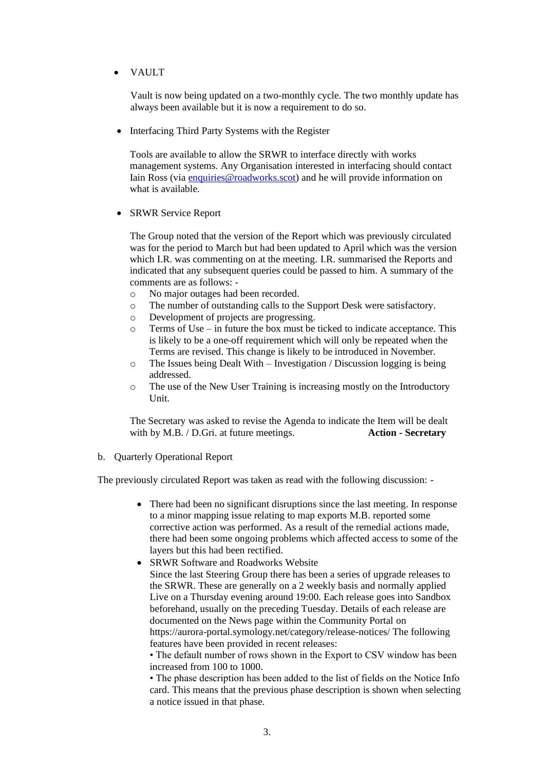- VAULT

  Vault is now being updated on a two-monthly cycle. The two monthly update has always been available but it is now a requirement to do so.

- Interfacing Third Party Systems with the Register

  Tools are available to allow the SRWR to interface directly with works management systems. Any Organisation interested in interfacing should contact Iain Ross (via [enquiries@roadworks.scot](mailto:enquiries@roadworks.scot)) and he will provide information on what is available.

- SRWR Service Report

  The Group noted that the version of the Report which was previously circulated was for the period to March but had been updated to April which was the version which I.R. was commenting on at the meeting. I.R. summarised the Reports and indicated that any subsequent queries could be passed to him. A summary of the comments are as follows: -

  - No major outages had been recorded.
  - The number of outstanding calls to the Support Desk were satisfactory.
  - Development of projects are progressing.
  - Terms of Use – in future the box must be ticked to indicate acceptance. This is likely to be a one-off requirement which will only be repeated when the Terms are revised. This change is likely to be introduced in November.
  - The Issues being Dealt With – Investigation / Discussion logging is being addressed.
  - The use of the New User Training is increasing mostly on the Introductory Unit.

  The Secretary was asked to revise the Agenda to indicate the Item will be dealt with by M.B. / D.Gri. at future meetings. **Action - Secretary**

b. Quarterly Operational Report

The previously circulated Report was taken as read with the following discussion: -

- There had been no significant disruptions since the last meeting. In response to a minor mapping issue relating to map exports M.B. reported some corrective action was performed. As a result of the remedial actions made, there had been some ongoing problems which affected access to some of the layers but this had been rectified.
- SRWR Software and Roadworks Website
  Since the last Steering Group there has been a series of upgrade releases to the SRWR. These are generally on a 2 weekly basis and normally applied Live on a Thursday evening around 19:00. Each release goes into Sandbox beforehand, usually on the preceding Tuesday. Details of each release are documented on the News page within the Community Portal on https://aurora-portal.symology.net/category/release-notices/ The following features have been provided in recent releases:
  • The default number of rows shown in the Export to CSV window has been increased from 100 to 1000.
  • The phase description has been added to the list of fields on the Notice Info card. This means that the previous phase description is shown when selecting a notice issued in that phase.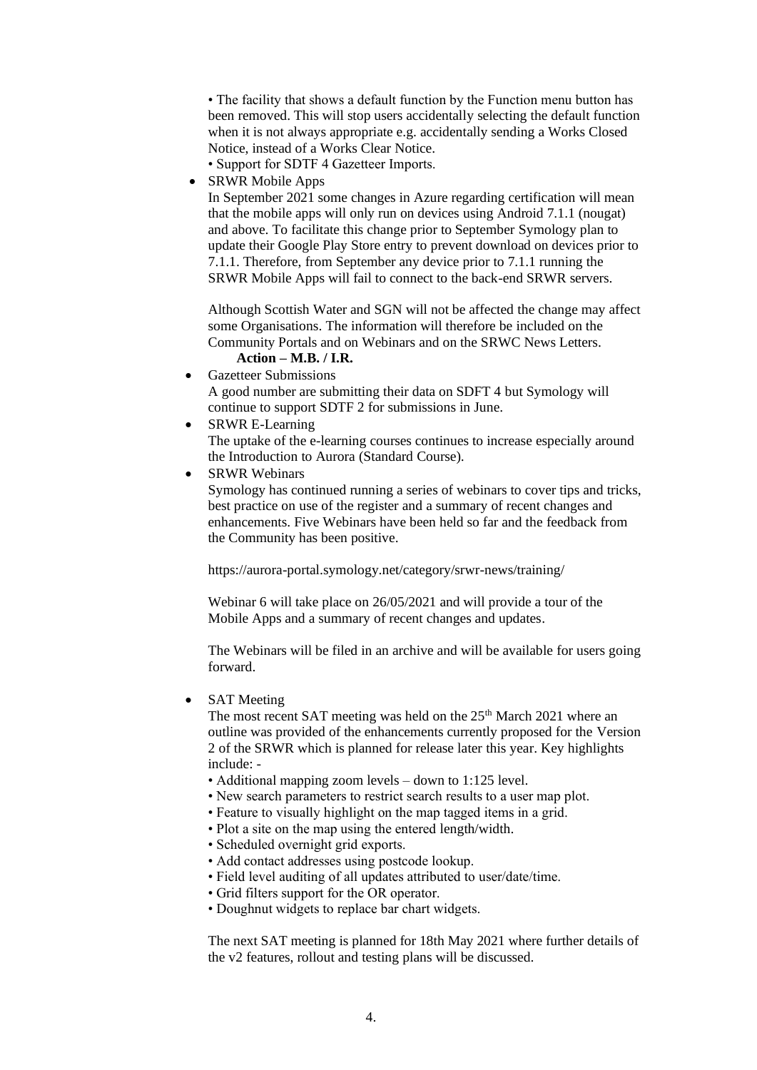• The facility that shows a default function by the Function menu button has been removed. This will stop users accidentally selecting the default function when it is not always appropriate e.g. accidentally sending a Works Closed Notice, instead of a Works Clear Notice.
• Support for SDTF 4 Gazetteer Imports.

- SRWR Mobile Apps
  In September 2021 some changes in Azure regarding certification will mean that the mobile apps will only run on devices using Android 7.1.1 (nougat) and above. To facilitate this change prior to September Symology plan to update their Google Play Store entry to prevent download on devices prior to 7.1.1. Therefore, from September any device prior to 7.1.1 running the SRWR Mobile Apps will fail to connect to the back-end SRWR servers.

  Although Scottish Water and SGN will not be affected the change may affect some Organisations. The information will therefore be included on the Community Portals and on Webinars and on the SRWC News Letters.
  **Action – M.B. / I.R.**

- Gazetteer Submissions
  A good number are submitting their data on SDFT 4 but Symology will continue to support SDTF 2 for submissions in June.

- SRWR E-Learning
  The uptake of the e-learning courses continues to increase especially around the Introduction to Aurora (Standard Course).

- SRWR Webinars
  Symology has continued running a series of webinars to cover tips and tricks, best practice on use of the register and a summary of recent changes and enhancements. Five Webinars have been held so far and the feedback from the Community has been positive.

  https://aurora-portal.symology.net/category/srwr-news/training/

  Webinar 6 will take place on 26/05/2021 and will provide a tour of the Mobile Apps and a summary of recent changes and updates.

  The Webinars will be filed in an archive and will be available for users going forward.

- SAT Meeting
  The most recent SAT meeting was held on the 25th March 2021 where an outline was provided of the enhancements currently proposed for the Version 2 of the SRWR which is planned for release later this year. Key highlights include: -
  • Additional mapping zoom levels – down to 1:125 level.
  • New search parameters to restrict search results to a user map plot.
  • Feature to visually highlight on the map tagged items in a grid.
  • Plot a site on the map using the entered length/width.
  • Scheduled overnight grid exports.
  • Add contact addresses using postcode lookup.
  • Field level auditing of all updates attributed to user/date/time.
  • Grid filters support for the OR operator.
  • Doughnut widgets to replace bar chart widgets.

  The next SAT meeting is planned for 18th May 2021 where further details of the v2 features, rollout and testing plans will be discussed.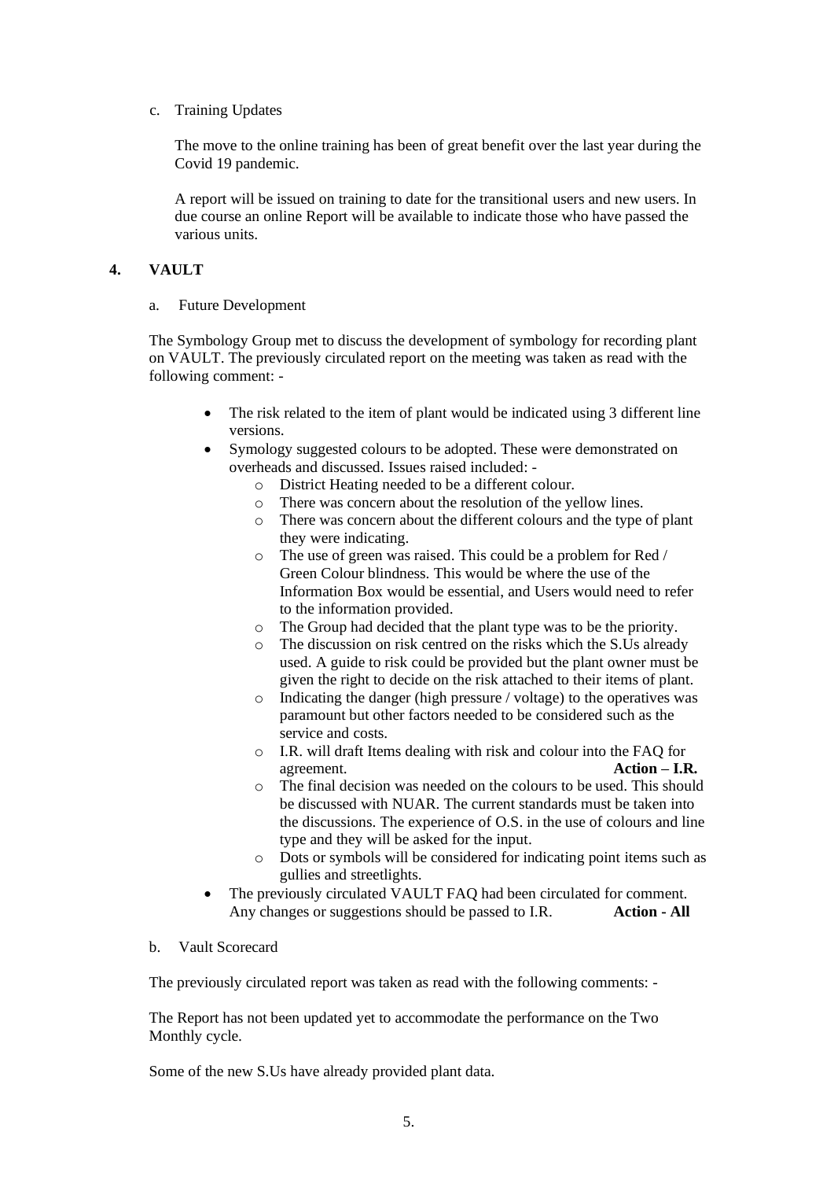c. Training Updates

The move to the online training has been of great benefit over the last year during the Covid 19 pandemic.

A report will be issued on training to date for the transitional users and new users. In due course an online Report will be available to indicate those who have passed the various units.

## 4. VAULT

a. Future Development

The Symbology Group met to discuss the development of symbology for recording plant on VAULT. The previously circulated report on the meeting was taken as read with the following comment: -

- The risk related to the item of plant would be indicated using 3 different line versions.
- Symology suggested colours to be adopted. These were demonstrated on overheads and discussed. Issues raised included: -
    - District Heating needed to be a different colour.
    - There was concern about the resolution of the yellow lines.
    - There was concern about the different colours and the type of plant they were indicating.
    - The use of green was raised. This could be a problem for Red / Green Colour blindness. This would be where the use of the Information Box would be essential, and Users would need to refer to the information provided.
    - The Group had decided that the plant type was to be the priority.
    - The discussion on risk centred on the risks which the S.Us already used. A guide to risk could be provided but the plant owner must be given the right to decide on the risk attached to their items of plant.
    - Indicating the danger (high pressure / voltage) to the operatives was paramount but other factors needed to be considered such as the service and costs.
    - I.R. will draft Items dealing with risk and colour into the FAQ for agreement. **Action – I.R.**
    - The final decision was needed on the colours to be used. This should be discussed with NUAR. The current standards must be taken into the discussions. The experience of O.S. in the use of colours and line type and they will be asked for the input.
    - Dots or symbols will be considered for indicating point items such as gullies and streetlights.
- The previously circulated VAULT FAQ had been circulated for comment. Any changes or suggestions should be passed to I.R. **Action - All**

b. Vault Scorecard

The previously circulated report was taken as read with the following comments: -

The Report has not been updated yet to accommodate the performance on the Two Monthly cycle.

Some of the new S.Us have already provided plant data.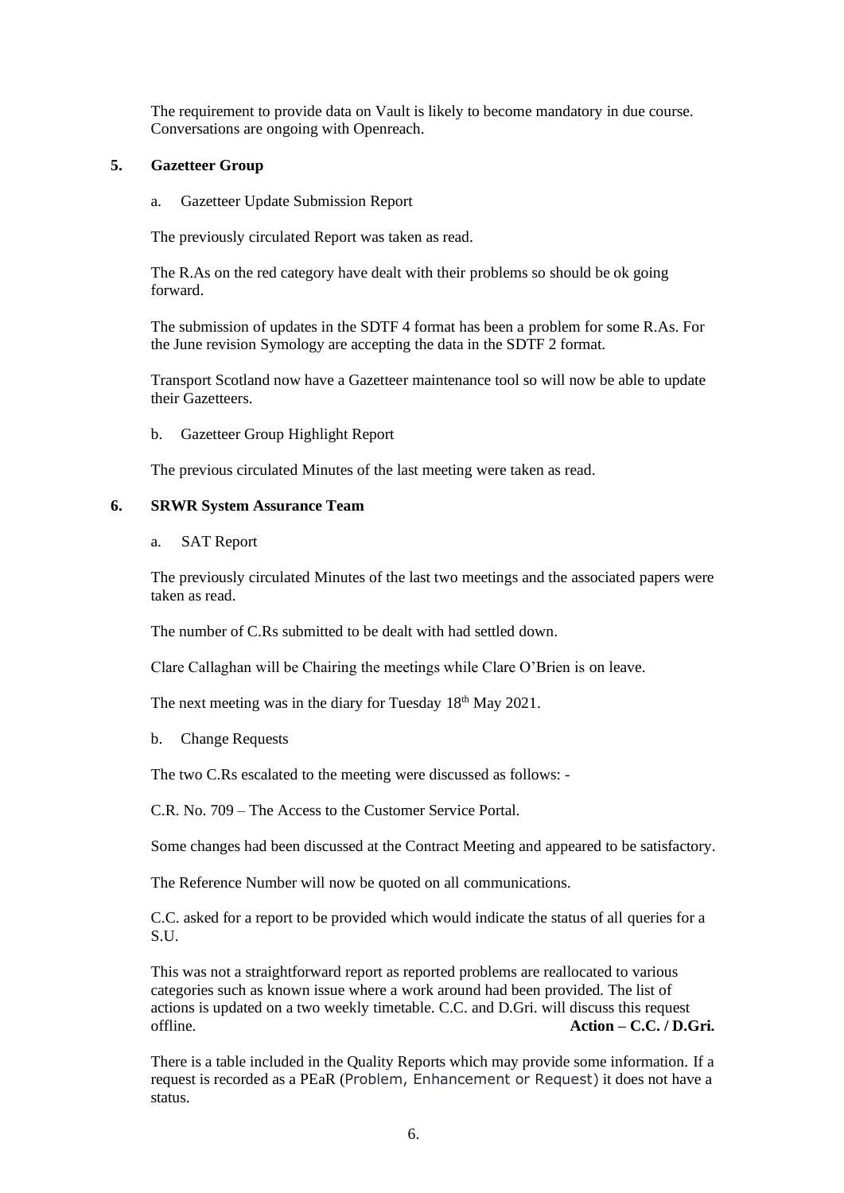The requirement to provide data on Vault is likely to become mandatory in due course. Conversations are ongoing with Openreach.

## 5. Gazetteer Group

a. Gazetteer Update Submission Report

The previously circulated Report was taken as read.

The R.As on the red category have dealt with their problems so should be ok going forward.

The submission of updates in the SDTF 4 format has been a problem for some R.As. For the June revision Symology are accepting the data in the SDTF 2 format.

Transport Scotland now have a Gazetteer maintenance tool so will now be able to update their Gazetteers.

b. Gazetteer Group Highlight Report

The previous circulated Minutes of the last meeting were taken as read.

## 6. SRWR System Assurance Team

a. SAT Report

The previously circulated Minutes of the last two meetings and the associated papers were taken as read.

The number of C.Rs submitted to be dealt with had settled down.

Clare Callaghan will be Chairing the meetings while Clare O'Brien is on leave.

The next meeting was in the diary for Tuesday 18th May 2021.

b. Change Requests

The two C.Rs escalated to the meeting were discussed as follows: -

C.R. No. 709 – The Access to the Customer Service Portal.

Some changes had been discussed at the Contract Meeting and appeared to be satisfactory.

The Reference Number will now be quoted on all communications.

C.C. asked for a report to be provided which would indicate the status of all queries for a S.U.

This was not a straightforward report as reported problems are reallocated to various categories such as known issue where a work around had been provided. The list of actions is updated on a two weekly timetable. C.C. and D.Gri. will discuss this request offline. **Action – C.C. / D.Gri.**

There is a table included in the Quality Reports which may provide some information. If a request is recorded as a PEaR (Problem, Enhancement or Request) it does not have a status.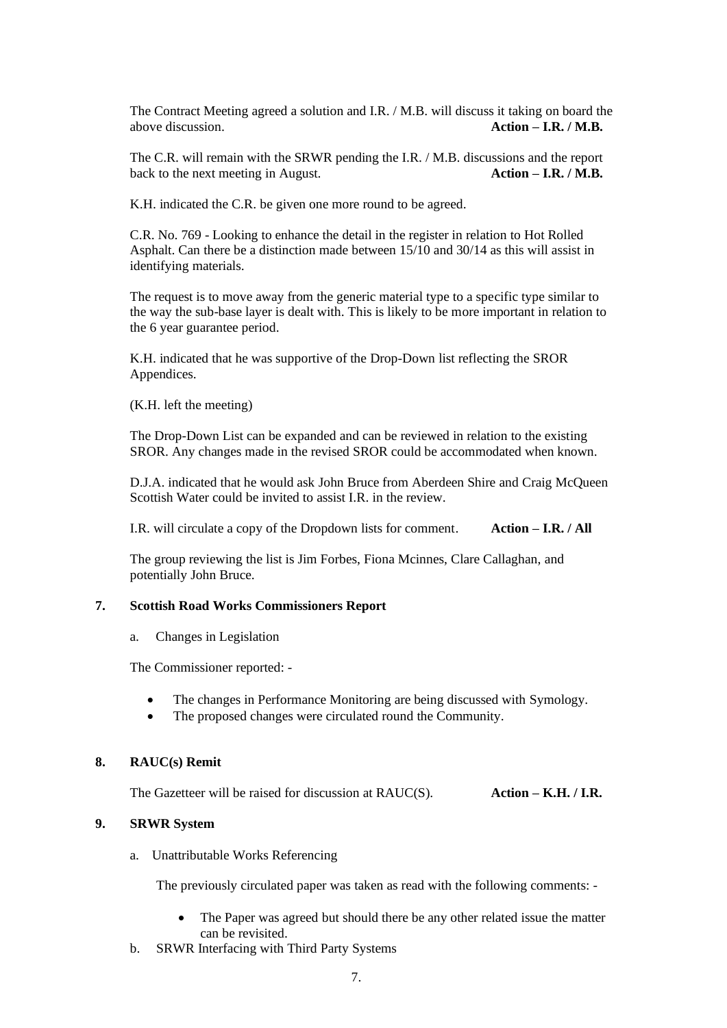The Contract Meeting agreed a solution and I.R. / M.B. will discuss it taking on board the above discussion. **Action – I.R. / M.B.**

The C.R. will remain with the SRWR pending the I.R. / M.B. discussions and the report back to the next meeting in August. **Action – I.R. / M.B.**

K.H. indicated the C.R. be given one more round to be agreed.

C.R. No. 769 - Looking to enhance the detail in the register in relation to Hot Rolled Asphalt. Can there be a distinction made between 15/10 and 30/14 as this will assist in identifying materials.

The request is to move away from the generic material type to a specific type similar to the way the sub-base layer is dealt with. This is likely to be more important in relation to the 6 year guarantee period.

K.H. indicated that he was supportive of the Drop-Down list reflecting the SROR Appendices.

(K.H. left the meeting)

The Drop-Down List can be expanded and can be reviewed in relation to the existing SROR. Any changes made in the revised SROR could be accommodated when known.

D.J.A. indicated that he would ask John Bruce from Aberdeen Shire and Craig McQueen Scottish Water could be invited to assist I.R. in the review.

I.R. will circulate a copy of the Dropdown lists for comment. **Action – I.R. / All**

The group reviewing the list is Jim Forbes, Fiona Mcinnes, Clare Callaghan, and potentially John Bruce.

## 7. Scottish Road Works Commissioners Report

a. Changes in Legislation

The Commissioner reported: -

- The changes in Performance Monitoring are being discussed with Symology.
- The proposed changes were circulated round the Community.

## 8. RAUC(s) Remit

The Gazetteer will be raised for discussion at RAUC(S). **Action – K.H. / I.R.**

## 9. SRWR System

a. Unattributable Works Referencing

The previously circulated paper was taken as read with the following comments: -

- The Paper was agreed but should there be any other related issue the matter can be revisited.

b. SRWR Interfacing with Third Party Systems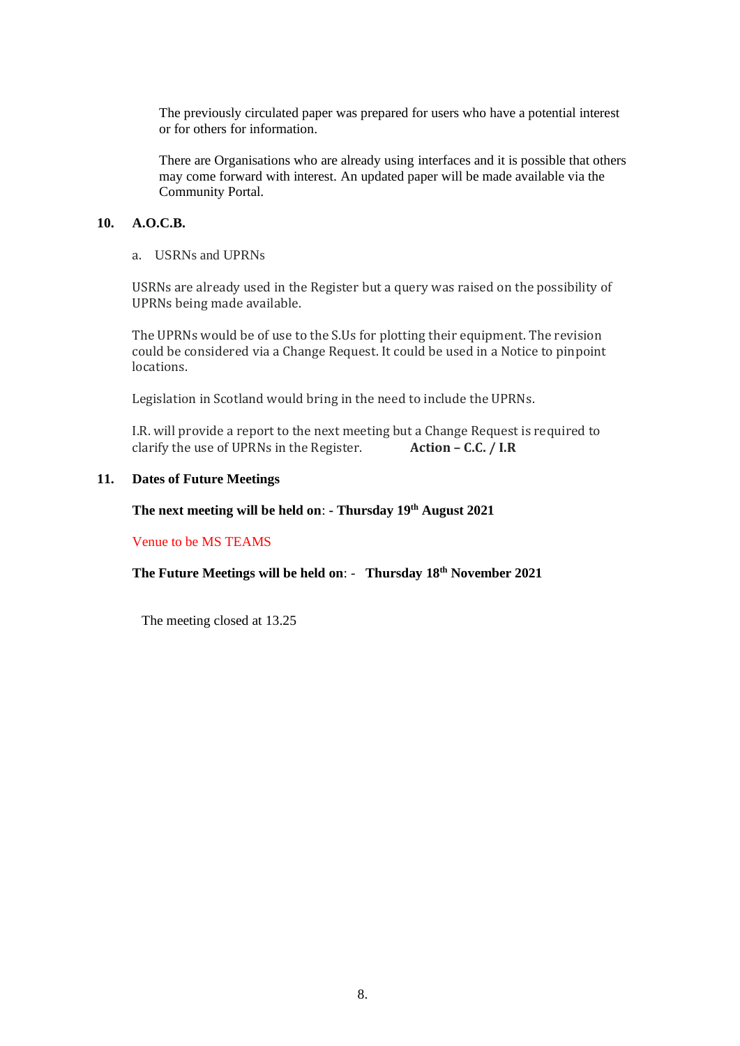The previously circulated paper was prepared for users who have a potential interest or for others for information.

There are Organisations who are already using interfaces and it is possible that others may come forward with interest. An updated paper will be made available via the Community Portal.

## 10. A.O.C.B.

a. USRNs and UPRNs

USRNs are already used in the Register but a query was raised on the possibility of UPRNs being made available.

The UPRNs would be of use to the S.Us for plotting their equipment. The revision could be considered via a Change Request. It could be used in a Notice to pinpoint locations.

Legislation in Scotland would bring in the need to include the UPRNs.

I.R. will provide a report to the next meeting but a Change Request is required to clarify the use of UPRNs in the Register. **Action – C.C. / I.R**

## 11. Dates of Future Meetings

**The next meeting will be held on**: - **Thursday 19th August 2021**

Venue to be MS TEAMS

**The Future Meetings will be held on**: - **Thursday 18th November 2021**

The meeting closed at 13.25